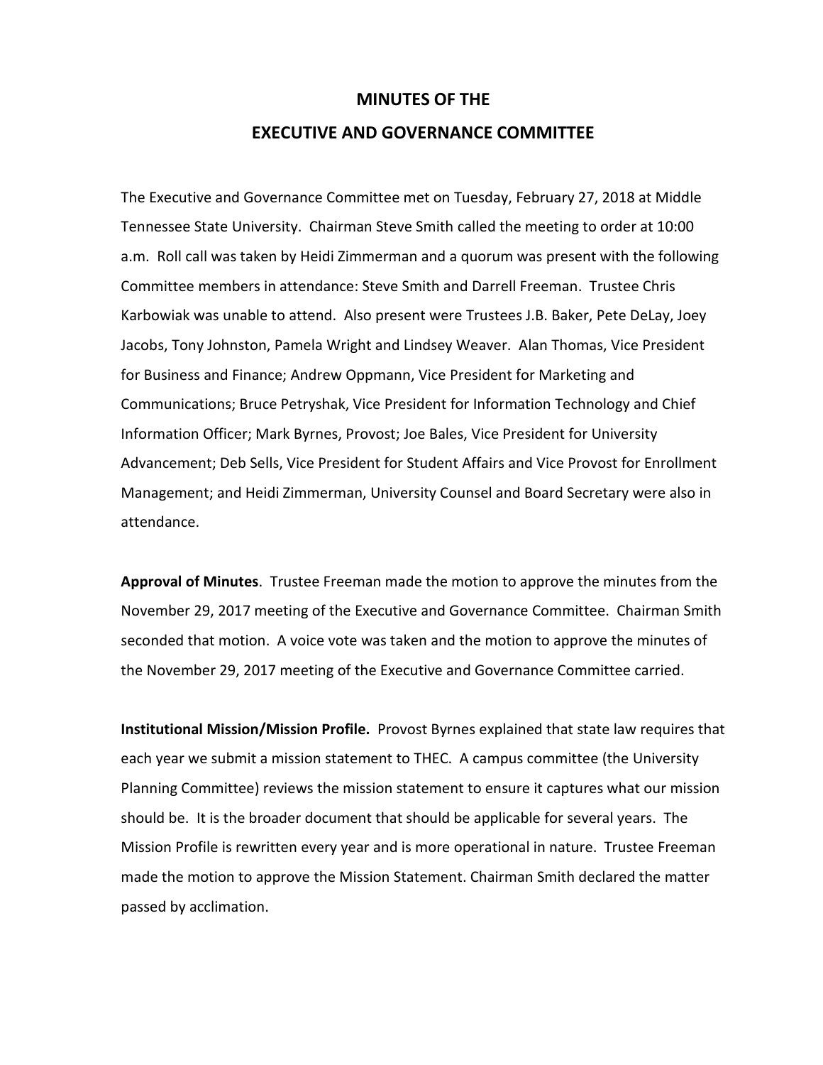# MINUTES OF THE
# EXECUTIVE AND GOVERNANCE COMMITTEE

The Executive and Governance Committee met on Tuesday, February 27, 2018 at Middle Tennessee State University. Chairman Steve Smith called the meeting to order at 10:00 a.m. Roll call was taken by Heidi Zimmerman and a quorum was present with the following Committee members in attendance: Steve Smith and Darrell Freeman. Trustee Chris Karbowiak was unable to attend. Also present were Trustees J.B. Baker, Pete DeLay, Joey Jacobs, Tony Johnston, Pamela Wright and Lindsey Weaver. Alan Thomas, Vice President for Business and Finance; Andrew Oppmann, Vice President for Marketing and Communications; Bruce Petryshak, Vice President for Information Technology and Chief Information Officer; Mark Byrnes, Provost; Joe Bales, Vice President for University Advancement; Deb Sells, Vice President for Student Affairs and Vice Provost for Enrollment Management; and Heidi Zimmerman, University Counsel and Board Secretary were also in attendance.

**Approval of Minutes**. Trustee Freeman made the motion to approve the minutes from the November 29, 2017 meeting of the Executive and Governance Committee. Chairman Smith seconded that motion. A voice vote was taken and the motion to approve the minutes of the November 29, 2017 meeting of the Executive and Governance Committee carried.

**Institutional Mission/Mission Profile.** Provost Byrnes explained that state law requires that each year we submit a mission statement to THEC. A campus committee (the University Planning Committee) reviews the mission statement to ensure it captures what our mission should be. It is the broader document that should be applicable for several years. The Mission Profile is rewritten every year and is more operational in nature. Trustee Freeman made the motion to approve the Mission Statement. Chairman Smith declared the matter passed by acclimation.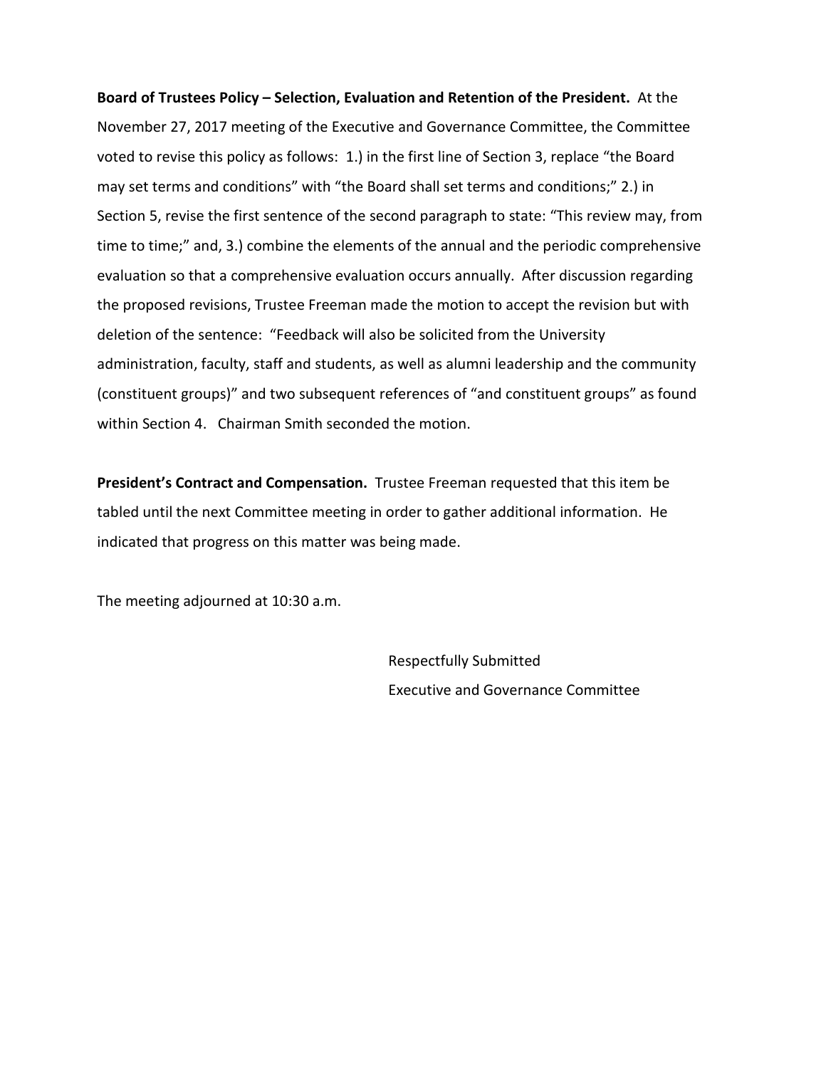**Board of Trustees Policy – Selection, Evaluation and Retention of the President.** At the November 27, 2017 meeting of the Executive and Governance Committee, the Committee voted to revise this policy as follows: 1.) in the first line of Section 3, replace "the Board may set terms and conditions" with "the Board shall set terms and conditions;" 2.) in Section 5, revise the first sentence of the second paragraph to state: "This review may, from time to time;" and, 3.) combine the elements of the annual and the periodic comprehensive evaluation so that a comprehensive evaluation occurs annually. After discussion regarding the proposed revisions, Trustee Freeman made the motion to accept the revision but with deletion of the sentence: "Feedback will also be solicited from the University administration, faculty, staff and students, as well as alumni leadership and the community (constituent groups)" and two subsequent references of "and constituent groups" as found within Section 4. Chairman Smith seconded the motion.

**President's Contract and Compensation.** Trustee Freeman requested that this item be tabled until the next Committee meeting in order to gather additional information. He indicated that progress on this matter was being made.

The meeting adjourned at 10:30 a.m.

Respectfully Submitted
Executive and Governance Committee